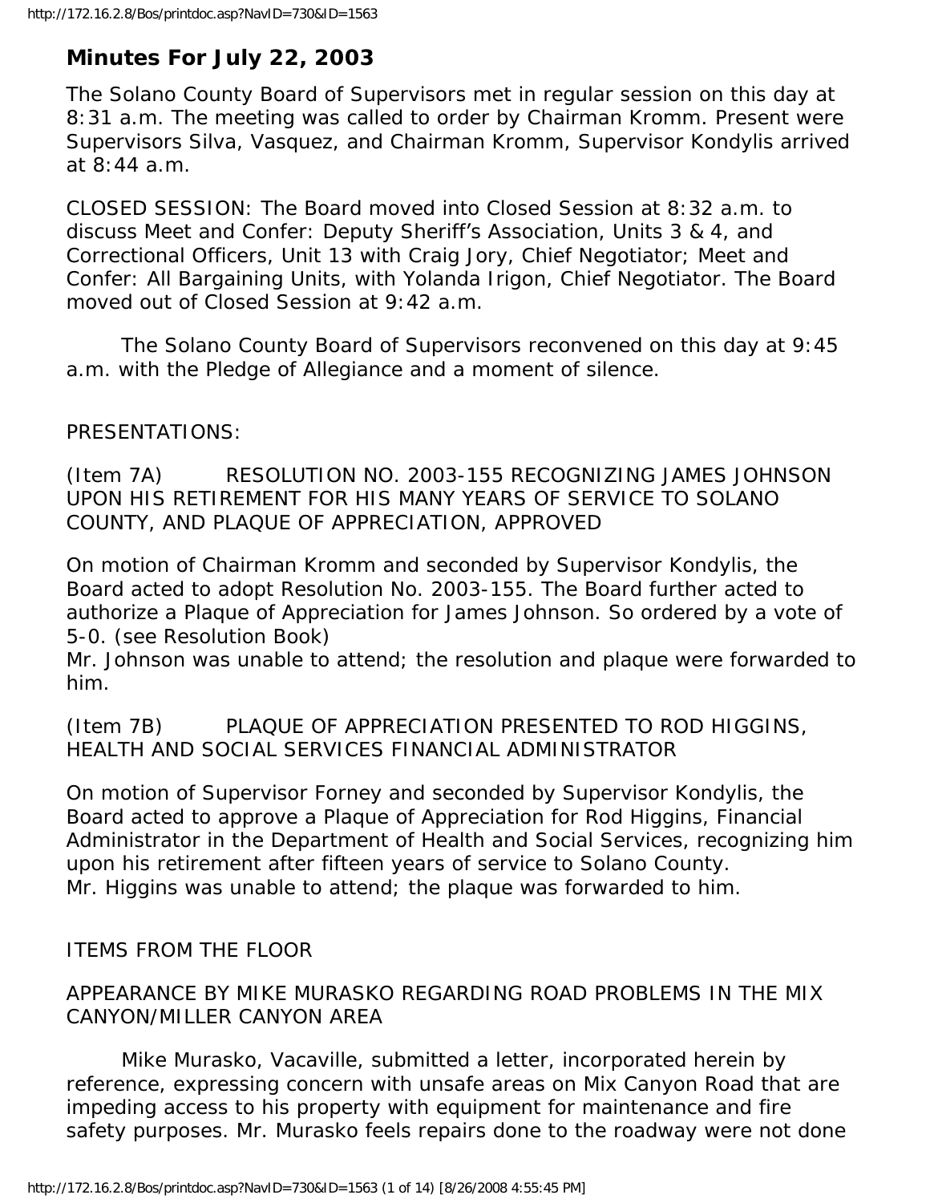# Minutes For July 22, 2003

The Solano County Board of Supervisors met in regular session on this day at 8:31 a.m. The meeting was called to order by Chairman Kromm. Present were Supervisors Silva, Vasquez, and Chairman Kromm, Supervisor Kondylis arrived at 8:44 a.m.

CLOSED SESSION: The Board moved into Closed Session at 8:32 a.m. to discuss Meet and Confer: Deputy Sheriff's Association, Units 3 & 4, and Correctional Officers, Unit 13 with Craig Jory, Chief Negotiator; Meet and Confer: All Bargaining Units, with Yolanda Irigon, Chief Negotiator. The Board moved out of Closed Session at 9:42 a.m.

The Solano County Board of Supervisors reconvened on this day at 9:45 a.m. with the Pledge of Allegiance and a moment of silence.

PRESENTATIONS:

(Item 7A) RESOLUTION NO. 2003-155 RECOGNIZING JAMES JOHNSON UPON HIS RETIREMENT FOR HIS MANY YEARS OF SERVICE TO SOLANO COUNTY, AND PLAQUE OF APPRECIATION, APPROVED

On motion of Chairman Kromm and seconded by Supervisor Kondylis, the Board acted to adopt Resolution No. 2003-155. The Board further acted to authorize a Plaque of Appreciation for James Johnson. So ordered by a vote of 5-0. (see Resolution Book)
Mr. Johnson was unable to attend; the resolution and plaque were forwarded to him.

(Item 7B) PLAQUE OF APPRECIATION PRESENTED TO ROD HIGGINS, HEALTH AND SOCIAL SERVICES FINANCIAL ADMINISTRATOR

On motion of Supervisor Forney and seconded by Supervisor Kondylis, the Board acted to approve a Plaque of Appreciation for Rod Higgins, Financial Administrator in the Department of Health and Social Services, recognizing him upon his retirement after fifteen years of service to Solano County.
Mr. Higgins was unable to attend; the plaque was forwarded to him.

ITEMS FROM THE FLOOR

APPEARANCE BY MIKE MURASKO REGARDING ROAD PROBLEMS IN THE MIX CANYON/MILLER CANYON AREA

Mike Murasko, Vacaville, submitted a letter, incorporated herein by reference, expressing concern with unsafe areas on Mix Canyon Road that are impeding access to his property with equipment for maintenance and fire safety purposes. Mr. Murasko feels repairs done to the roadway were not done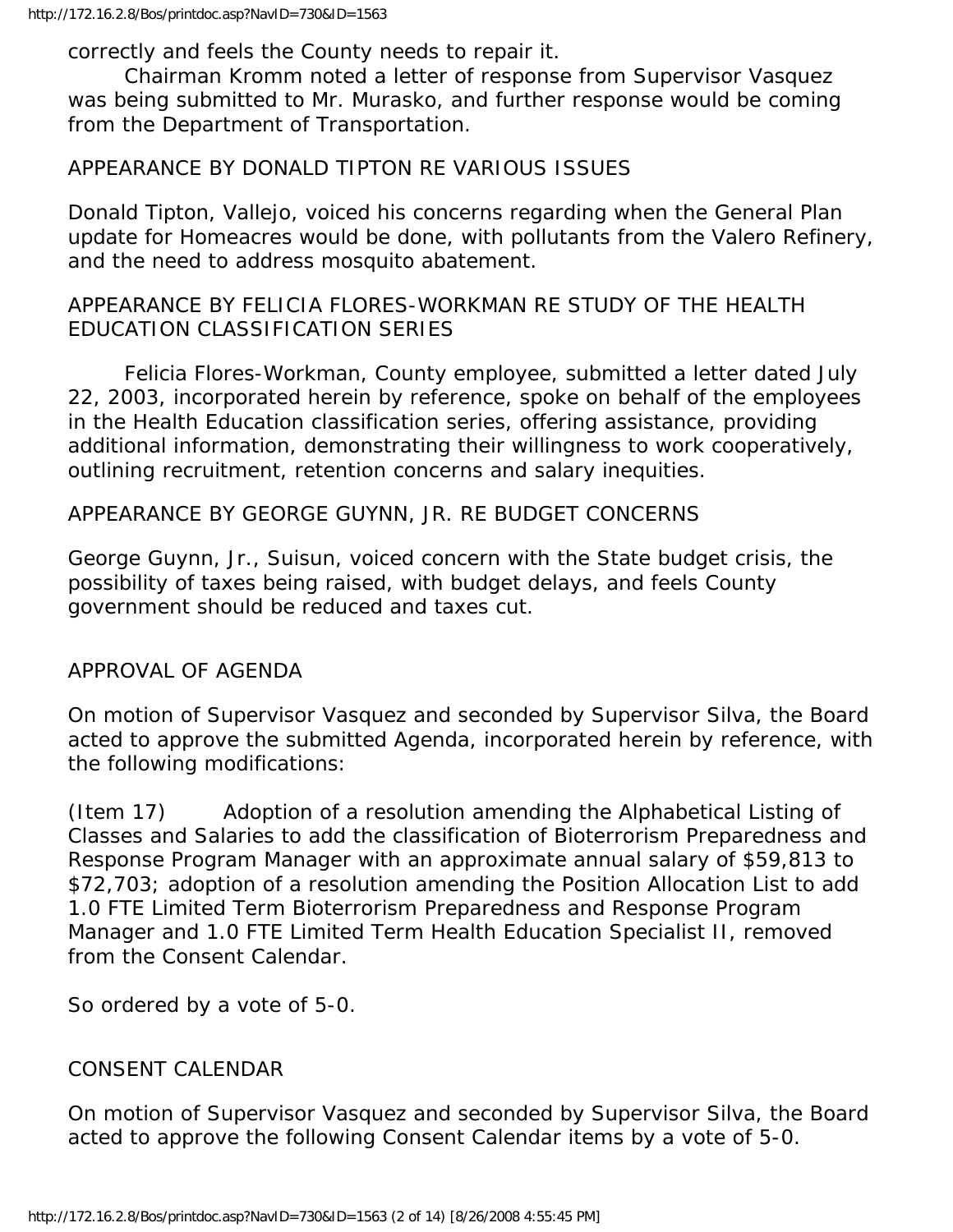correctly and feels the County needs to repair it.

Chairman Kromm noted a letter of response from Supervisor Vasquez was being submitted to Mr. Murasko, and further response would be coming from the Department of Transportation.

APPEARANCE BY DONALD TIPTON RE VARIOUS ISSUES

Donald Tipton, Vallejo, voiced his concerns regarding when the General Plan update for Homeacres would be done, with pollutants from the Valero Refinery, and the need to address mosquito abatement.

APPEARANCE BY FELICIA FLORES-WORKMAN RE STUDY OF THE HEALTH EDUCATION CLASSIFICATION SERIES

Felicia Flores-Workman, County employee, submitted a letter dated July 22, 2003, incorporated herein by reference, spoke on behalf of the employees in the Health Education classification series, offering assistance, providing additional information, demonstrating their willingness to work cooperatively, outlining recruitment, retention concerns and salary inequities.

APPEARANCE BY GEORGE GUYNN, JR. RE BUDGET CONCERNS

George Guynn, Jr., Suisun, voiced concern with the State budget crisis, the possibility of taxes being raised, with budget delays, and feels County government should be reduced and taxes cut.

APPROVAL OF AGENDA

On motion of Supervisor Vasquez and seconded by Supervisor Silva, the Board acted to approve the submitted Agenda, incorporated herein by reference, with the following modifications:

(Item 17) Adoption of a resolution amending the Alphabetical Listing of Classes and Salaries to add the classification of Bioterrorism Preparedness and Response Program Manager with an approximate annual salary of $59,813 to $72,703; adoption of a resolution amending the Position Allocation List to add 1.0 FTE Limited Term Bioterrorism Preparedness and Response Program Manager and 1.0 FTE Limited Term Health Education Specialist II, removed from the Consent Calendar.

So ordered by a vote of 5-0.

CONSENT CALENDAR

On motion of Supervisor Vasquez and seconded by Supervisor Silva, the Board acted to approve the following Consent Calendar items by a vote of 5-0.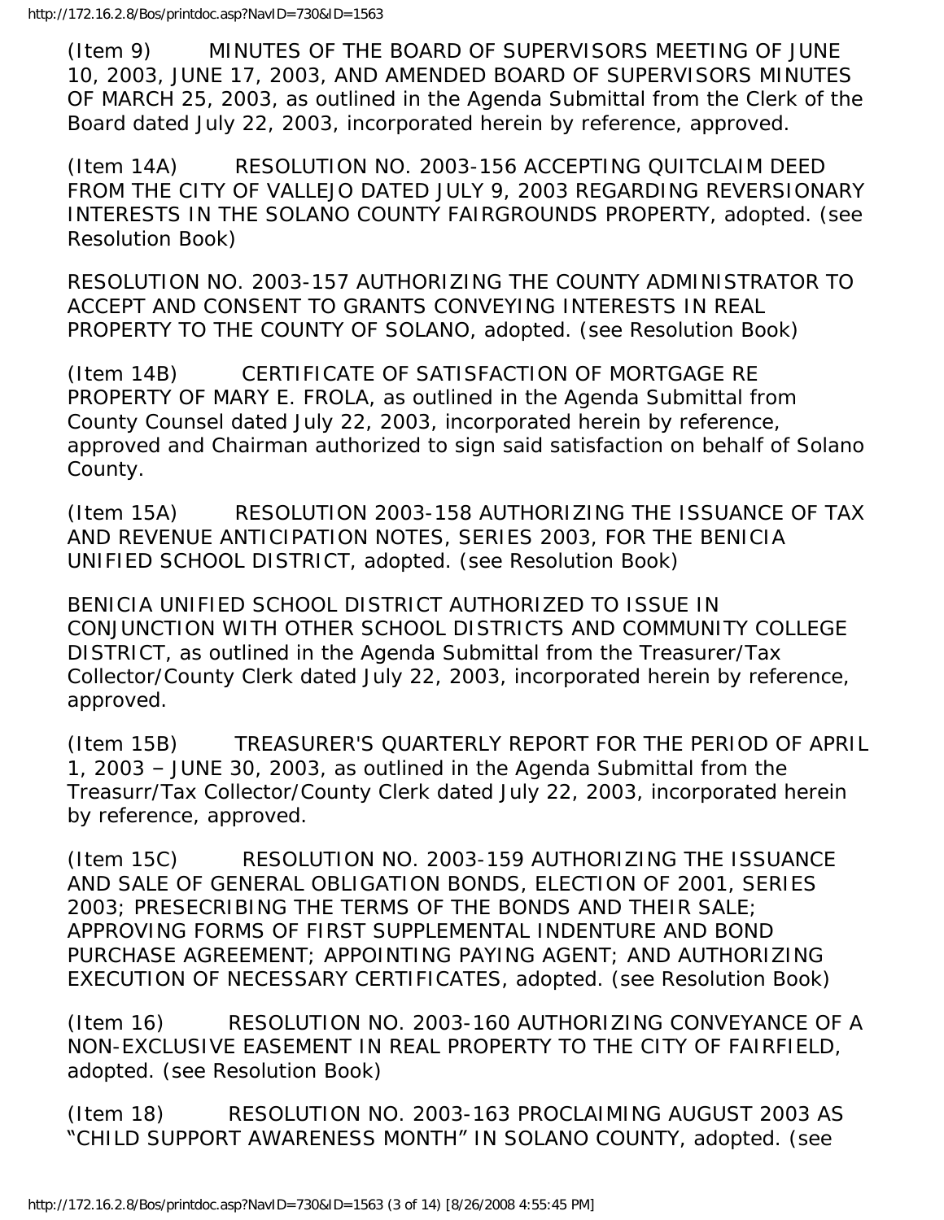(Item 9) MINUTES OF THE BOARD OF SUPERVISORS MEETING OF JUNE 10, 2003, JUNE 17, 2003, AND AMENDED BOARD OF SUPERVISORS MINUTES OF MARCH 25, 2003, as outlined in the Agenda Submittal from the Clerk of the Board dated July 22, 2003, incorporated herein by reference, approved.

(Item 14A) RESOLUTION NO. 2003-156 ACCEPTING QUITCLAIM DEED FROM THE CITY OF VALLEJO DATED JULY 9, 2003 REGARDING REVERSIONARY INTERESTS IN THE SOLANO COUNTY FAIRGROUNDS PROPERTY, adopted. (see Resolution Book)

RESOLUTION NO. 2003-157 AUTHORIZING THE COUNTY ADMINISTRATOR TO ACCEPT AND CONSENT TO GRANTS CONVEYING INTERESTS IN REAL PROPERTY TO THE COUNTY OF SOLANO, adopted. (see Resolution Book)

(Item 14B) CERTIFICATE OF SATISFACTION OF MORTGAGE RE PROPERTY OF MARY E. FROLA, as outlined in the Agenda Submittal from County Counsel dated July 22, 2003, incorporated herein by reference, approved and Chairman authorized to sign said satisfaction on behalf of Solano County.

(Item 15A) RESOLUTION 2003-158 AUTHORIZING THE ISSUANCE OF TAX AND REVENUE ANTICIPATION NOTES, SERIES 2003, FOR THE BENICIA UNIFIED SCHOOL DISTRICT, adopted. (see Resolution Book)

BENICIA UNIFIED SCHOOL DISTRICT AUTHORIZED TO ISSUE IN CONJUNCTION WITH OTHER SCHOOL DISTRICTS AND COMMUNITY COLLEGE DISTRICT, as outlined in the Agenda Submittal from the Treasurer/Tax Collector/County Clerk dated July 22, 2003, incorporated herein by reference, approved.

(Item 15B) TREASURER'S QUARTERLY REPORT FOR THE PERIOD OF APRIL 1, 2003 – JUNE 30, 2003, as outlined in the Agenda Submittal from the Treasurr/Tax Collector/County Clerk dated July 22, 2003, incorporated herein by reference, approved.

(Item 15C) RESOLUTION NO. 2003-159 AUTHORIZING THE ISSUANCE AND SALE OF GENERAL OBLIGATION BONDS, ELECTION OF 2001, SERIES 2003; PRESECRIBING THE TERMS OF THE BONDS AND THEIR SALE; APPROVING FORMS OF FIRST SUPPLEMENTAL INDENTURE AND BOND PURCHASE AGREEMENT; APPOINTING PAYING AGENT; AND AUTHORIZING EXECUTION OF NECESSARY CERTIFICATES, adopted. (see Resolution Book)

(Item 16) RESOLUTION NO. 2003-160 AUTHORIZING CONVEYANCE OF A NON-EXCLUSIVE EASEMENT IN REAL PROPERTY TO THE CITY OF FAIRFIELD, adopted. (see Resolution Book)

(Item 18) RESOLUTION NO. 2003-163 PROCLAIMING AUGUST 2003 AS "CHILD SUPPORT AWARENESS MONTH" IN SOLANO COUNTY, adopted. (see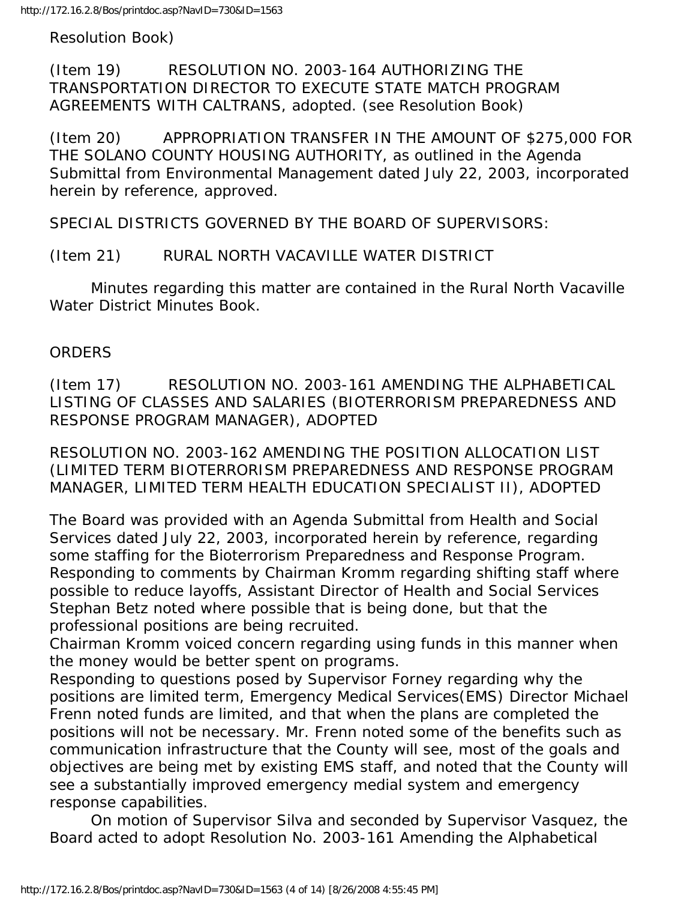Resolution Book)

(Item 19) RESOLUTION NO. 2003-164 AUTHORIZING THE TRANSPORTATION DIRECTOR TO EXECUTE STATE MATCH PROGRAM AGREEMENTS WITH CALTRANS, adopted. (see Resolution Book)

(Item 20) APPROPRIATION TRANSFER IN THE AMOUNT OF $275,000 FOR THE SOLANO COUNTY HOUSING AUTHORITY, as outlined in the Agenda Submittal from Environmental Management dated July 22, 2003, incorporated herein by reference, approved.

SPECIAL DISTRICTS GOVERNED BY THE BOARD OF SUPERVISORS:

(Item 21) RURAL NORTH VACAVILLE WATER DISTRICT

Minutes regarding this matter are contained in the Rural North Vacaville Water District Minutes Book.

ORDERS

(Item 17) RESOLUTION NO. 2003-161 AMENDING THE ALPHABETICAL LISTING OF CLASSES AND SALARIES (BIOTERRORISM PREPAREDNESS AND RESPONSE PROGRAM MANAGER), ADOPTED

RESOLUTION NO. 2003-162 AMENDING THE POSITION ALLOCATION LIST (LIMITED TERM BIOTERRORISM PREPAREDNESS AND RESPONSE PROGRAM MANAGER, LIMITED TERM HEALTH EDUCATION SPECIALIST II), ADOPTED

The Board was provided with an Agenda Submittal from Health and Social Services dated July 22, 2003, incorporated herein by reference, regarding some staffing for the Bioterrorism Preparedness and Response Program. Responding to comments by Chairman Kromm regarding shifting staff where possible to reduce layoffs, Assistant Director of Health and Social Services Stephan Betz noted where possible that is being done, but that the professional positions are being recruited.

Chairman Kromm voiced concern regarding using funds in this manner when the money would be better spent on programs.

Responding to questions posed by Supervisor Forney regarding why the positions are limited term, Emergency Medical Services(EMS) Director Michael Frenn noted funds are limited, and that when the plans are completed the positions will not be necessary. Mr. Frenn noted some of the benefits such as communication infrastructure that the County will see, most of the goals and objectives are being met by existing EMS staff, and noted that the County will see a substantially improved emergency medial system and emergency response capabilities.

On motion of Supervisor Silva and seconded by Supervisor Vasquez, the Board acted to adopt Resolution No. 2003-161 Amending the Alphabetical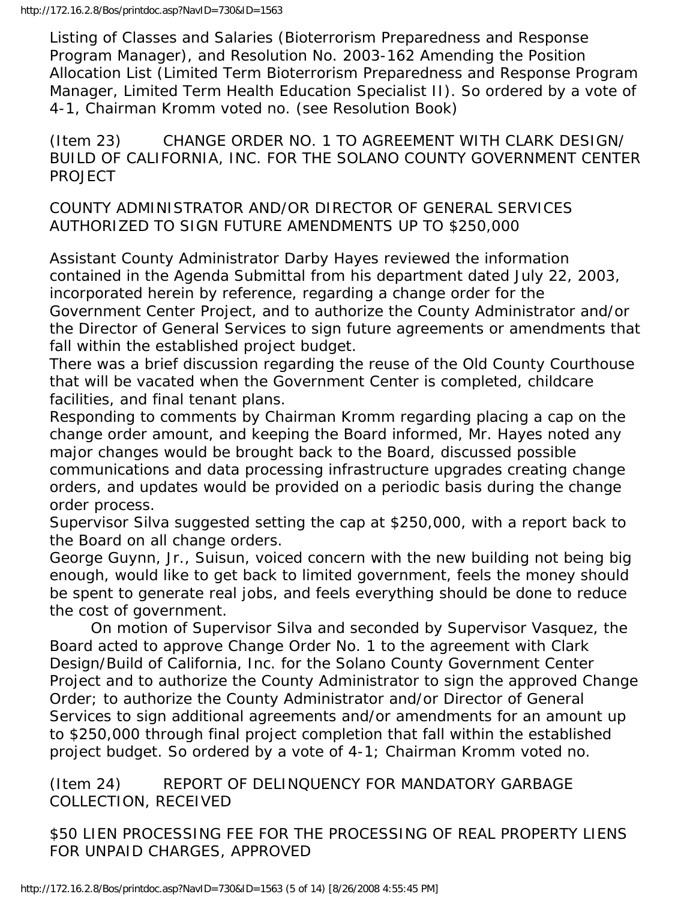Listing of Classes and Salaries (Bioterrorism Preparedness and Response Program Manager), and Resolution No. 2003-162 Amending the Position Allocation List (Limited Term Bioterrorism Preparedness and Response Program Manager, Limited Term Health Education Specialist II). So ordered by a vote of 4-1, Chairman Kromm voted no. (see Resolution Book)

(Item 23) CHANGE ORDER NO. 1 TO AGREEMENT WITH CLARK DESIGN/ BUILD OF CALIFORNIA, INC. FOR THE SOLANO COUNTY GOVERNMENT CENTER PROJECT

COUNTY ADMINISTRATOR AND/OR DIRECTOR OF GENERAL SERVICES AUTHORIZED TO SIGN FUTURE AMENDMENTS UP TO $250,000

Assistant County Administrator Darby Hayes reviewed the information contained in the Agenda Submittal from his department dated July 22, 2003, incorporated herein by reference, regarding a change order for the Government Center Project, and to authorize the County Administrator and/or the Director of General Services to sign future agreements or amendments that fall within the established project budget.

There was a brief discussion regarding the reuse of the Old County Courthouse that will be vacated when the Government Center is completed, childcare facilities, and final tenant plans.

Responding to comments by Chairman Kromm regarding placing a cap on the change order amount, and keeping the Board informed, Mr. Hayes noted any major changes would be brought back to the Board, discussed possible communications and data processing infrastructure upgrades creating change orders, and updates would be provided on a periodic basis during the change order process.

Supervisor Silva suggested setting the cap at $250,000, with a report back to the Board on all change orders.

George Guynn, Jr., Suisun, voiced concern with the new building not being big enough, would like to get back to limited government, feels the money should be spent to generate real jobs, and feels everything should be done to reduce the cost of government.

On motion of Supervisor Silva and seconded by Supervisor Vasquez, the Board acted to approve Change Order No. 1 to the agreement with Clark Design/Build of California, Inc. for the Solano County Government Center Project and to authorize the County Administrator to sign the approved Change Order; to authorize the County Administrator and/or Director of General Services to sign additional agreements and/or amendments for an amount up to $250,000 through final project completion that fall within the established project budget. So ordered by a vote of 4-1; Chairman Kromm voted no.

(Item 24) REPORT OF DELINQUENCY FOR MANDATORY GARBAGE COLLECTION, RECEIVED

$50 LIEN PROCESSING FEE FOR THE PROCESSING OF REAL PROPERTY LIENS FOR UNPAID CHARGES, APPROVED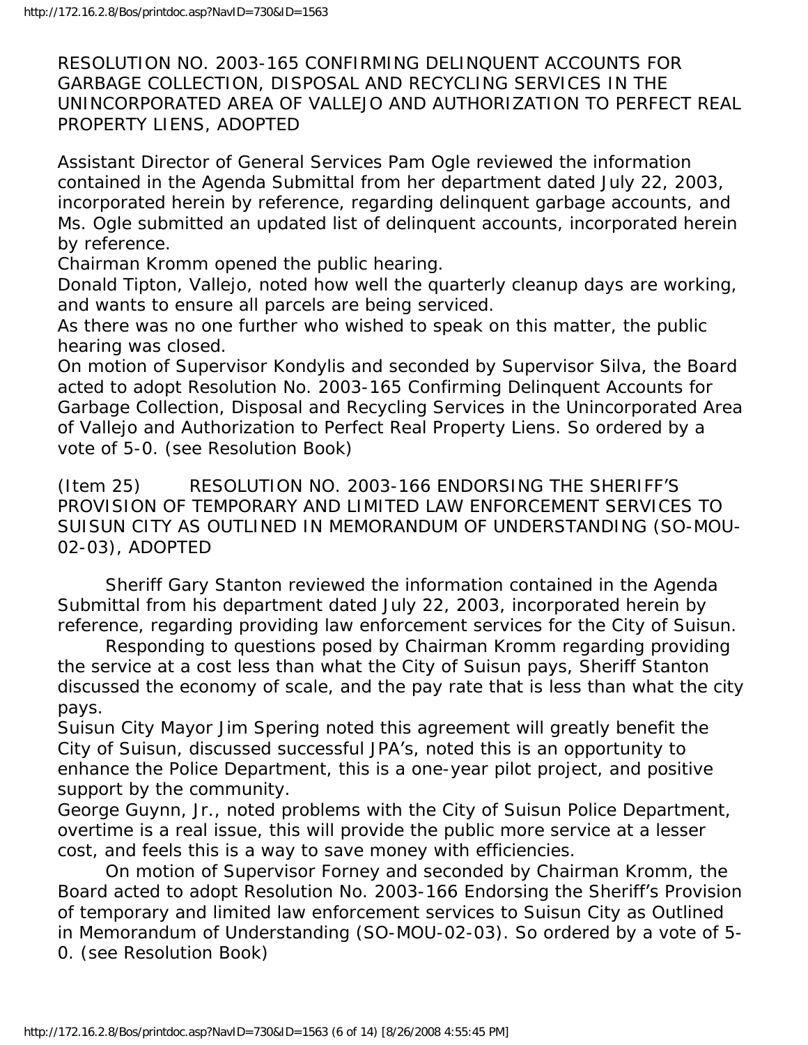RESOLUTION NO. 2003-165 CONFIRMING DELINQUENT ACCOUNTS FOR GARBAGE COLLECTION, DISPOSAL AND RECYCLING SERVICES IN THE UNINCORPORATED AREA OF VALLEJO AND AUTHORIZATION TO PERFECT REAL PROPERTY LIENS, ADOPTED

Assistant Director of General Services Pam Ogle reviewed the information contained in the Agenda Submittal from her department dated July 22, 2003, incorporated herein by reference, regarding delinquent garbage accounts, and Ms. Ogle submitted an updated list of delinquent accounts, incorporated herein by reference.

Chairman Kromm opened the public hearing.

Donald Tipton, Vallejo, noted how well the quarterly cleanup days are working, and wants to ensure all parcels are being serviced.

As there was no one further who wished to speak on this matter, the public hearing was closed.

On motion of Supervisor Kondylis and seconded by Supervisor Silva, the Board acted to adopt Resolution No. 2003-165 Confirming Delinquent Accounts for Garbage Collection, Disposal and Recycling Services in the Unincorporated Area of Vallejo and Authorization to Perfect Real Property Liens. So ordered by a vote of 5-0. (see Resolution Book)

(Item 25) RESOLUTION NO. 2003-166 ENDORSING THE SHERIFF'S PROVISION OF TEMPORARY AND LIMITED LAW ENFORCEMENT SERVICES TO SUISUN CITY AS OUTLINED IN MEMORANDUM OF UNDERSTANDING (SO-MOU-02-03), ADOPTED

Sheriff Gary Stanton reviewed the information contained in the Agenda Submittal from his department dated July 22, 2003, incorporated herein by reference, regarding providing law enforcement services for the City of Suisun.

Responding to questions posed by Chairman Kromm regarding providing the service at a cost less than what the City of Suisun pays, Sheriff Stanton discussed the economy of scale, and the pay rate that is less than what the city pays.

Suisun City Mayor Jim Spering noted this agreement will greatly benefit the City of Suisun, discussed successful JPA's, noted this is an opportunity to enhance the Police Department, this is a one-year pilot project, and positive support by the community.

George Guynn, Jr., noted problems with the City of Suisun Police Department, overtime is a real issue, this will provide the public more service at a lesser cost, and feels this is a way to save money with efficiencies.

On motion of Supervisor Forney and seconded by Chairman Kromm, the Board acted to adopt Resolution No. 2003-166 Endorsing the Sheriff's Provision of temporary and limited law enforcement services to Suisun City as Outlined in Memorandum of Understanding (SO-MOU-02-03). So ordered by a vote of 5-0. (see Resolution Book)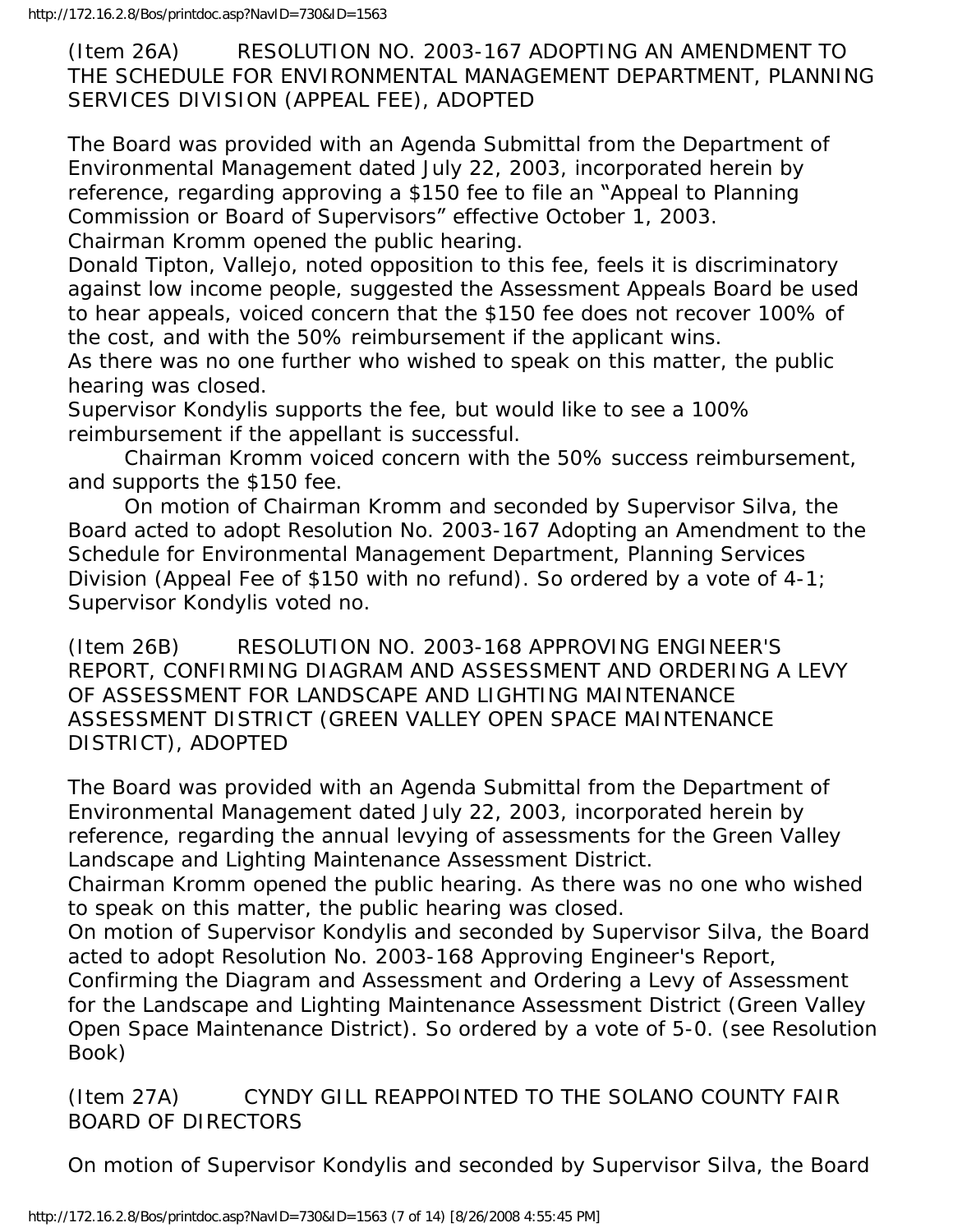(Item 26A) RESOLUTION NO. 2003-167 ADOPTING AN AMENDMENT TO THE SCHEDULE FOR ENVIRONMENTAL MANAGEMENT DEPARTMENT, PLANNING SERVICES DIVISION (APPEAL FEE), ADOPTED

The Board was provided with an Agenda Submittal from the Department of Environmental Management dated July 22, 2003, incorporated herein by reference, regarding approving a $150 fee to file an "Appeal to Planning Commission or Board of Supervisors" effective October 1, 2003.
Chairman Kromm opened the public hearing.
Donald Tipton, Vallejo, noted opposition to this fee, feels it is discriminatory against low income people, suggested the Assessment Appeals Board be used to hear appeals, voiced concern that the $150 fee does not recover 100% of the cost, and with the 50% reimbursement if the applicant wins.
As there was no one further who wished to speak on this matter, the public hearing was closed.
Supervisor Kondylis supports the fee, but would like to see a 100% reimbursement if the appellant is successful.

Chairman Kromm voiced concern with the 50% success reimbursement, and supports the $150 fee.

On motion of Chairman Kromm and seconded by Supervisor Silva, the Board acted to adopt Resolution No. 2003-167 Adopting an Amendment to the Schedule for Environmental Management Department, Planning Services Division (Appeal Fee of $150 with no refund). So ordered by a vote of 4-1; Supervisor Kondylis voted no.

(Item 26B) RESOLUTION NO. 2003-168 APPROVING ENGINEER'S REPORT, CONFIRMING DIAGRAM AND ASSESSMENT AND ORDERING A LEVY OF ASSESSMENT FOR LANDSCAPE AND LIGHTING MAINTENANCE ASSESSMENT DISTRICT (GREEN VALLEY OPEN SPACE MAINTENANCE DISTRICT), ADOPTED

The Board was provided with an Agenda Submittal from the Department of Environmental Management dated July 22, 2003, incorporated herein by reference, regarding the annual levying of assessments for the Green Valley Landscape and Lighting Maintenance Assessment District.
Chairman Kromm opened the public hearing. As there was no one who wished to speak on this matter, the public hearing was closed.
On motion of Supervisor Kondylis and seconded by Supervisor Silva, the Board acted to adopt Resolution No. 2003-168 Approving Engineer's Report, Confirming the Diagram and Assessment and Ordering a Levy of Assessment for the Landscape and Lighting Maintenance Assessment District (Green Valley Open Space Maintenance District). So ordered by a vote of 5-0. (see Resolution Book)

(Item 27A) CYNDY GILL REAPPOINTED TO THE SOLANO COUNTY FAIR BOARD OF DIRECTORS

On motion of Supervisor Kondylis and seconded by Supervisor Silva, the Board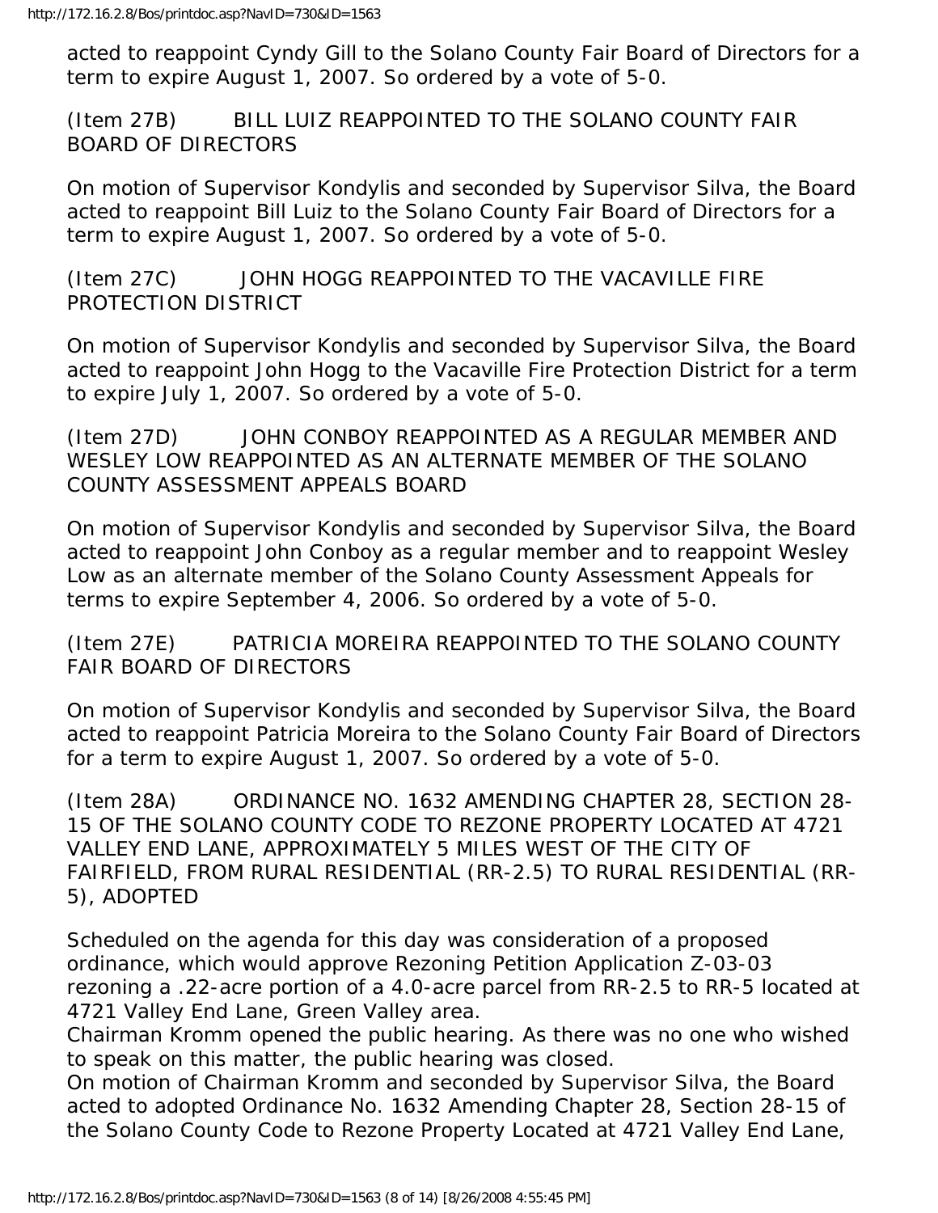acted to reappoint Cyndy Gill to the Solano County Fair Board of Directors for a term to expire August 1, 2007. So ordered by a vote of 5-0.

(Item 27B) BILL LUIZ REAPPOINTED TO THE SOLANO COUNTY FAIR BOARD OF DIRECTORS

On motion of Supervisor Kondylis and seconded by Supervisor Silva, the Board acted to reappoint Bill Luiz to the Solano County Fair Board of Directors for a term to expire August 1, 2007. So ordered by a vote of 5-0.

(Item 27C) JOHN HOGG REAPPOINTED TO THE VACAVILLE FIRE PROTECTION DISTRICT

On motion of Supervisor Kondylis and seconded by Supervisor Silva, the Board acted to reappoint John Hogg to the Vacaville Fire Protection District for a term to expire July 1, 2007. So ordered by a vote of 5-0.

(Item 27D) JOHN CONBOY REAPPOINTED AS A REGULAR MEMBER AND WESLEY LOW REAPPOINTED AS AN ALTERNATE MEMBER OF THE SOLANO COUNTY ASSESSMENT APPEALS BOARD

On motion of Supervisor Kondylis and seconded by Supervisor Silva, the Board acted to reappoint John Conboy as a regular member and to reappoint Wesley Low as an alternate member of the Solano County Assessment Appeals for terms to expire September 4, 2006. So ordered by a vote of 5-0.

(Item 27E) PATRICIA MOREIRA REAPPOINTED TO THE SOLANO COUNTY FAIR BOARD OF DIRECTORS

On motion of Supervisor Kondylis and seconded by Supervisor Silva, the Board acted to reappoint Patricia Moreira to the Solano County Fair Board of Directors for a term to expire August 1, 2007. So ordered by a vote of 5-0.

(Item 28A) ORDINANCE NO. 1632 AMENDING CHAPTER 28, SECTION 28-15 OF THE SOLANO COUNTY CODE TO REZONE PROPERTY LOCATED AT 4721 VALLEY END LANE, APPROXIMATELY 5 MILES WEST OF THE CITY OF FAIRFIELD, FROM RURAL RESIDENTIAL (RR-2.5) TO RURAL RESIDENTIAL (RR-5), ADOPTED

Scheduled on the agenda for this day was consideration of a proposed ordinance, which would approve Rezoning Petition Application Z-03-03 rezoning a .22-acre portion of a 4.0-acre parcel from RR-2.5 to RR-5 located at 4721 Valley End Lane, Green Valley area.
Chairman Kromm opened the public hearing. As there was no one who wished to speak on this matter, the public hearing was closed.
On motion of Chairman Kromm and seconded by Supervisor Silva, the Board acted to adopted Ordinance No. 1632 Amending Chapter 28, Section 28-15 of the Solano County Code to Rezone Property Located at 4721 Valley End Lane,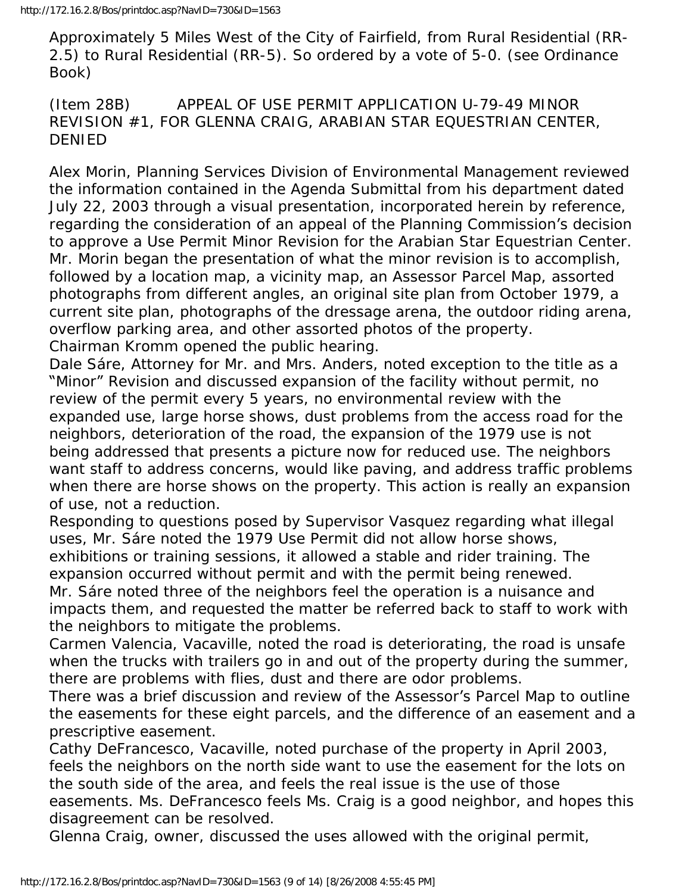Approximately 5 Miles West of the City of Fairfield, from Rural Residential (RR-2.5) to Rural Residential (RR-5). So ordered by a vote of 5-0. (see Ordinance Book)

(Item 28B) APPEAL OF USE PERMIT APPLICATION U-79-49 MINOR REVISION #1, FOR GLENNA CRAIG, ARABIAN STAR EQUESTRIAN CENTER, DENIED

Alex Morin, Planning Services Division of Environmental Management reviewed the information contained in the Agenda Submittal from his department dated July 22, 2003 through a visual presentation, incorporated herein by reference, regarding the consideration of an appeal of the Planning Commission's decision to approve a Use Permit Minor Revision for the Arabian Star Equestrian Center. Mr. Morin began the presentation of what the minor revision is to accomplish, followed by a location map, a vicinity map, an Assessor Parcel Map, assorted photographs from different angles, an original site plan from October 1979, a current site plan, photographs of the dressage arena, the outdoor riding arena, overflow parking area, and other assorted photos of the property.

Chairman Kromm opened the public hearing.

Dale Sáre, Attorney for Mr. and Mrs. Anders, noted exception to the title as a "Minor" Revision and discussed expansion of the facility without permit, no review of the permit every 5 years, no environmental review with the expanded use, large horse shows, dust problems from the access road for the neighbors, deterioration of the road, the expansion of the 1979 use is not being addressed that presents a picture now for reduced use. The neighbors want staff to address concerns, would like paving, and address traffic problems when there are horse shows on the property. This action is really an expansion of use, not a reduction.

Responding to questions posed by Supervisor Vasquez regarding what illegal uses, Mr. Sáre noted the 1979 Use Permit did not allow horse shows, exhibitions or training sessions, it allowed a stable and rider training. The expansion occurred without permit and with the permit being renewed.

Mr. Sáre noted three of the neighbors feel the operation is a nuisance and impacts them, and requested the matter be referred back to staff to work with the neighbors to mitigate the problems.

Carmen Valencia, Vacaville, noted the road is deteriorating, the road is unsafe when the trucks with trailers go in and out of the property during the summer, there are problems with flies, dust and there are odor problems.

There was a brief discussion and review of the Assessor's Parcel Map to outline the easements for these eight parcels, and the difference of an easement and a prescriptive easement.

Cathy DeFrancesco, Vacaville, noted purchase of the property in April 2003, feels the neighbors on the north side want to use the easement for the lots on the south side of the area, and feels the real issue is the use of those easements. Ms. DeFrancesco feels Ms. Craig is a good neighbor, and hopes this disagreement can be resolved.

Glenna Craig, owner, discussed the uses allowed with the original permit,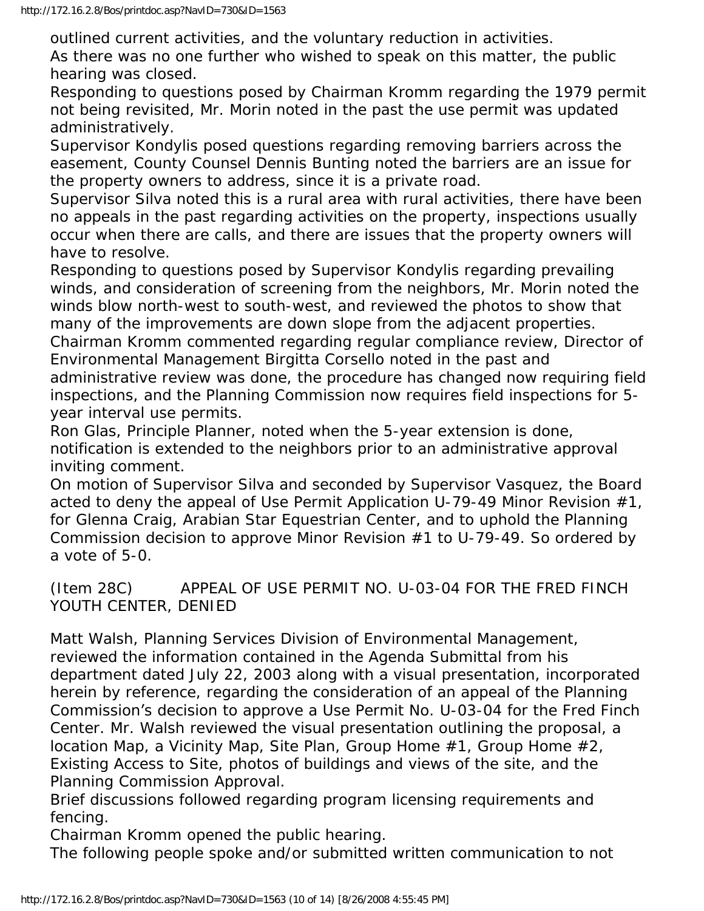outlined current activities, and the voluntary reduction in activities.
As there was no one further who wished to speak on this matter, the public hearing was closed.
Responding to questions posed by Chairman Kromm regarding the 1979 permit not being revisited, Mr. Morin noted in the past the use permit was updated administratively.
Supervisor Kondylis posed questions regarding removing barriers across the easement, County Counsel Dennis Bunting noted the barriers are an issue for the property owners to address, since it is a private road.
Supervisor Silva noted this is a rural area with rural activities, there have been no appeals in the past regarding activities on the property, inspections usually occur when there are calls, and there are issues that the property owners will have to resolve.
Responding to questions posed by Supervisor Kondylis regarding prevailing winds, and consideration of screening from the neighbors, Mr. Morin noted the winds blow north-west to south-west, and reviewed the photos to show that many of the improvements are down slope from the adjacent properties.
Chairman Kromm commented regarding regular compliance review, Director of Environmental Management Birgitta Corsello noted in the past and administrative review was done, the procedure has changed now requiring field inspections, and the Planning Commission now requires field inspections for 5-year interval use permits.
Ron Glas, Principle Planner, noted when the 5-year extension is done, notification is extended to the neighbors prior to an administrative approval inviting comment.
On motion of Supervisor Silva and seconded by Supervisor Vasquez, the Board acted to deny the appeal of Use Permit Application U-79-49 Minor Revision #1, for Glenna Craig, Arabian Star Equestrian Center, and to uphold the Planning Commission decision to approve Minor Revision #1 to U-79-49. So ordered by a vote of 5-0.

(Item 28C) APPEAL OF USE PERMIT NO. U-03-04 FOR THE FRED FINCH YOUTH CENTER, DENIED

Matt Walsh, Planning Services Division of Environmental Management, reviewed the information contained in the Agenda Submittal from his department dated July 22, 2003 along with a visual presentation, incorporated herein by reference, regarding the consideration of an appeal of the Planning Commission's decision to approve a Use Permit No. U-03-04 for the Fred Finch Center. Mr. Walsh reviewed the visual presentation outlining the proposal, a location Map, a Vicinity Map, Site Plan, Group Home #1, Group Home #2, Existing Access to Site, photos of buildings and views of the site, and the Planning Commission Approval.
Brief discussions followed regarding program licensing requirements and fencing.
Chairman Kromm opened the public hearing.
The following people spoke and/or submitted written communication to not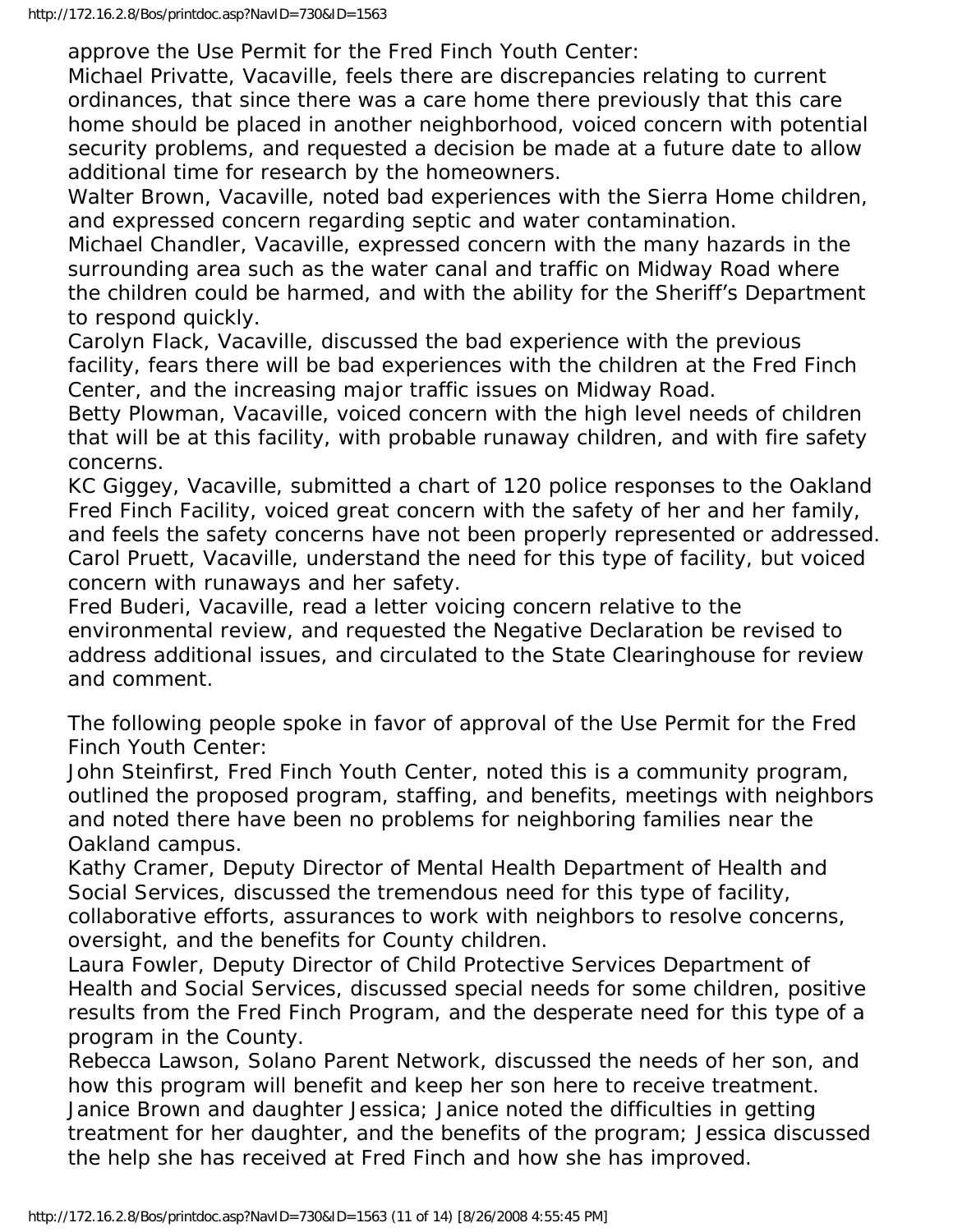approve the Use Permit for the Fred Finch Youth Center:

Michael Privatte, Vacaville, feels there are discrepancies relating to current ordinances, that since there was a care home there previously that this care home should be placed in another neighborhood, voiced concern with potential security problems, and requested a decision be made at a future date to allow additional time for research by the homeowners.

Walter Brown, Vacaville, noted bad experiences with the Sierra Home children, and expressed concern regarding septic and water contamination.

Michael Chandler, Vacaville, expressed concern with the many hazards in the surrounding area such as the water canal and traffic on Midway Road where the children could be harmed, and with the ability for the Sheriff's Department to respond quickly.

Carolyn Flack, Vacaville, discussed the bad experience with the previous facility, fears there will be bad experiences with the children at the Fred Finch Center, and the increasing major traffic issues on Midway Road.

Betty Plowman, Vacaville, voiced concern with the high level needs of children that will be at this facility, with probable runaway children, and with fire safety concerns.

KC Giggey, Vacaville, submitted a chart of 120 police responses to the Oakland Fred Finch Facility, voiced great concern with the safety of her and her family, and feels the safety concerns have not been properly represented or addressed.

Carol Pruett, Vacaville, understand the need for this type of facility, but voiced concern with runaways and her safety.

Fred Buderi, Vacaville, read a letter voicing concern relative to the environmental review, and requested the Negative Declaration be revised to address additional issues, and circulated to the State Clearinghouse for review and comment.

The following people spoke in favor of approval of the Use Permit for the Fred Finch Youth Center:

John Steinfirst, Fred Finch Youth Center, noted this is a community program, outlined the proposed program, staffing, and benefits, meetings with neighbors and noted there have been no problems for neighboring families near the Oakland campus.

Kathy Cramer, Deputy Director of Mental Health Department of Health and Social Services, discussed the tremendous need for this type of facility, collaborative efforts, assurances to work with neighbors to resolve concerns, oversight, and the benefits for County children.

Laura Fowler, Deputy Director of Child Protective Services Department of Health and Social Services, discussed special needs for some children, positive results from the Fred Finch Program, and the desperate need for this type of a program in the County.

Rebecca Lawson, Solano Parent Network, discussed the needs of her son, and how this program will benefit and keep her son here to receive treatment.

Janice Brown and daughter Jessica; Janice noted the difficulties in getting treatment for her daughter, and the benefits of the program; Jessica discussed the help she has received at Fred Finch and how she has improved.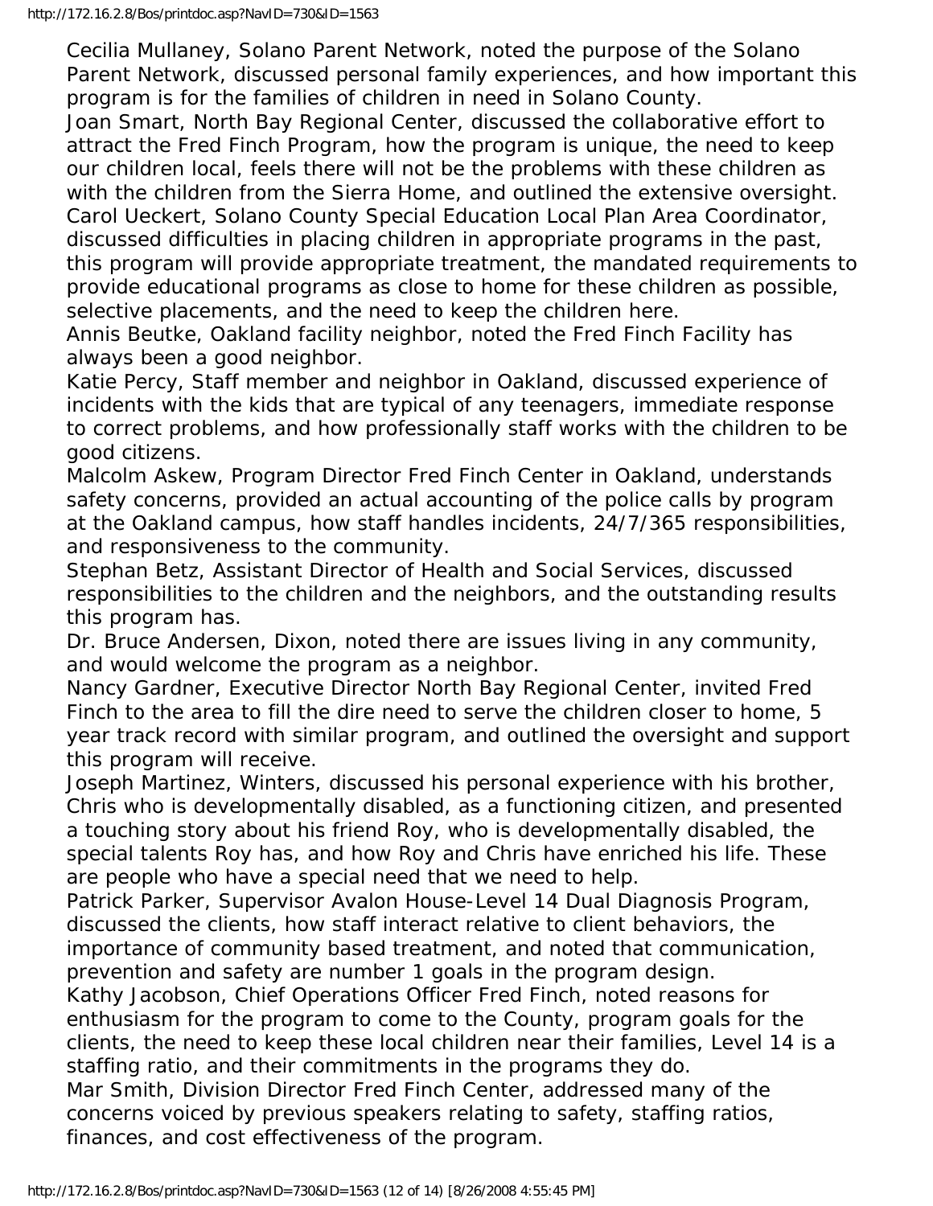Cecilia Mullaney, Solano Parent Network, noted the purpose of the Solano Parent Network, discussed personal family experiences, and how important this program is for the families of children in need in Solano County.

Joan Smart, North Bay Regional Center, discussed the collaborative effort to attract the Fred Finch Program, how the program is unique, the need to keep our children local, feels there will not be the problems with these children as with the children from the Sierra Home, and outlined the extensive oversight.

Carol Ueckert, Solano County Special Education Local Plan Area Coordinator, discussed difficulties in placing children in appropriate programs in the past, this program will provide appropriate treatment, the mandated requirements to provide educational programs as close to home for these children as possible, selective placements, and the need to keep the children here.

Annis Beutke, Oakland facility neighbor, noted the Fred Finch Facility has always been a good neighbor.

Katie Percy, Staff member and neighbor in Oakland, discussed experience of incidents with the kids that are typical of any teenagers, immediate response to correct problems, and how professionally staff works with the children to be good citizens.

Malcolm Askew, Program Director Fred Finch Center in Oakland, understands safety concerns, provided an actual accounting of the police calls by program at the Oakland campus, how staff handles incidents, 24/7/365 responsibilities, and responsiveness to the community.

Stephan Betz, Assistant Director of Health and Social Services, discussed responsibilities to the children and the neighbors, and the outstanding results this program has.

Dr. Bruce Andersen, Dixon, noted there are issues living in any community, and would welcome the program as a neighbor.

Nancy Gardner, Executive Director North Bay Regional Center, invited Fred Finch to the area to fill the dire need to serve the children closer to home, 5 year track record with similar program, and outlined the oversight and support this program will receive.

Joseph Martinez, Winters, discussed his personal experience with his brother, Chris who is developmentally disabled, as a functioning citizen, and presented a touching story about his friend Roy, who is developmentally disabled, the special talents Roy has, and how Roy and Chris have enriched his life. These are people who have a special need that we need to help.

Patrick Parker, Supervisor Avalon House-Level 14 Dual Diagnosis Program, discussed the clients, how staff interact relative to client behaviors, the importance of community based treatment, and noted that communication, prevention and safety are number 1 goals in the program design.

Kathy Jacobson, Chief Operations Officer Fred Finch, noted reasons for enthusiasm for the program to come to the County, program goals for the clients, the need to keep these local children near their families, Level 14 is a staffing ratio, and their commitments in the programs they do.

Mar Smith, Division Director Fred Finch Center, addressed many of the concerns voiced by previous speakers relating to safety, staffing ratios, finances, and cost effectiveness of the program.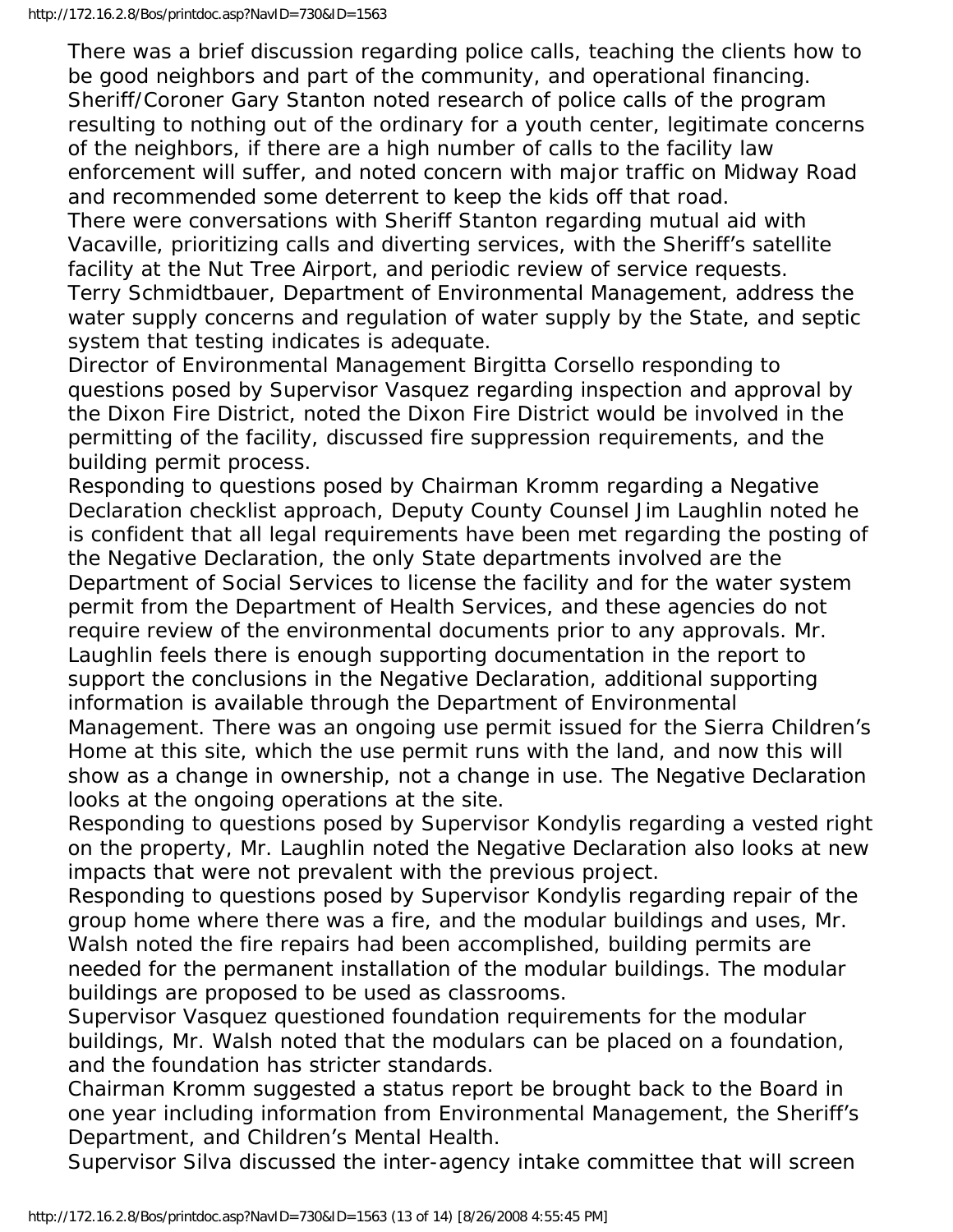There was a brief discussion regarding police calls, teaching the clients how to be good neighbors and part of the community, and operational financing.

Sheriff/Coroner Gary Stanton noted research of police calls of the program resulting to nothing out of the ordinary for a youth center, legitimate concerns of the neighbors, if there are a high number of calls to the facility law enforcement will suffer, and noted concern with major traffic on Midway Road and recommended some deterrent to keep the kids off that road.

There were conversations with Sheriff Stanton regarding mutual aid with Vacaville, prioritizing calls and diverting services, with the Sheriff's satellite facility at the Nut Tree Airport, and periodic review of service requests.

Terry Schmidtbauer, Department of Environmental Management, address the water supply concerns and regulation of water supply by the State, and septic system that testing indicates is adequate.

Director of Environmental Management Birgitta Corsello responding to questions posed by Supervisor Vasquez regarding inspection and approval by the Dixon Fire District, noted the Dixon Fire District would be involved in the permitting of the facility, discussed fire suppression requirements, and the building permit process.

Responding to questions posed by Chairman Kromm regarding a Negative Declaration checklist approach, Deputy County Counsel Jim Laughlin noted he is confident that all legal requirements have been met regarding the posting of the Negative Declaration, the only State departments involved are the Department of Social Services to license the facility and for the water system permit from the Department of Health Services, and these agencies do not require review of the environmental documents prior to any approvals. Mr. Laughlin feels there is enough supporting documentation in the report to support the conclusions in the Negative Declaration, additional supporting information is available through the Department of Environmental Management. There was an ongoing use permit issued for the Sierra Children's Home at this site, which the use permit runs with the land, and now this will show as a change in ownership, not a change in use. The Negative Declaration looks at the ongoing operations at the site.

Responding to questions posed by Supervisor Kondylis regarding a vested right on the property, Mr. Laughlin noted the Negative Declaration also looks at new impacts that were not prevalent with the previous project.

Responding to questions posed by Supervisor Kondylis regarding repair of the group home where there was a fire, and the modular buildings and uses, Mr. Walsh noted the fire repairs had been accomplished, building permits are needed for the permanent installation of the modular buildings. The modular buildings are proposed to be used as classrooms.

Supervisor Vasquez questioned foundation requirements for the modular buildings, Mr. Walsh noted that the modulars can be placed on a foundation, and the foundation has stricter standards.

Chairman Kromm suggested a status report be brought back to the Board in one year including information from Environmental Management, the Sheriff's Department, and Children's Mental Health.

Supervisor Silva discussed the inter-agency intake committee that will screen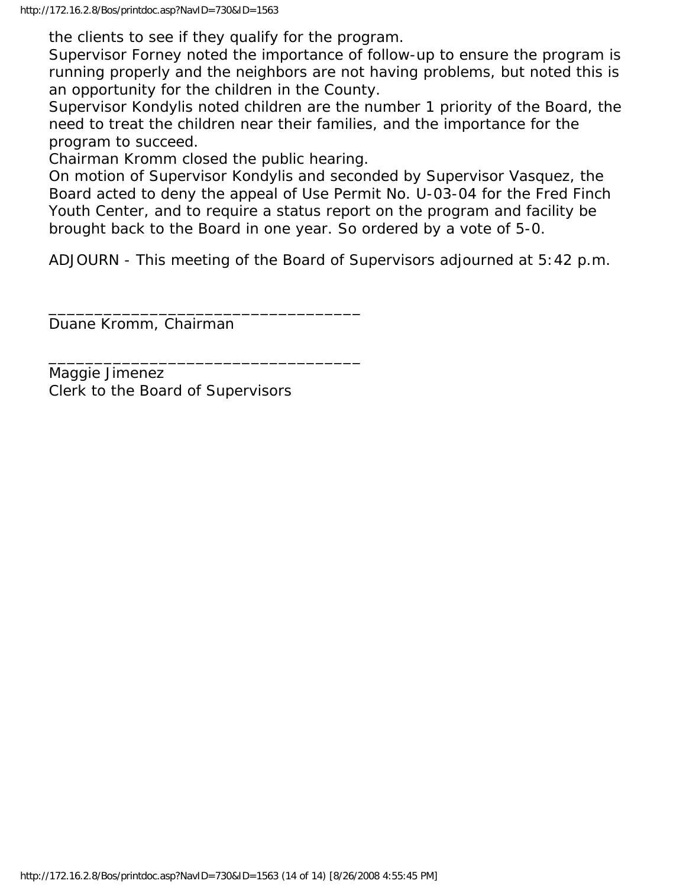the clients to see if they qualify for the program.

Supervisor Forney noted the importance of follow-up to ensure the program is running properly and the neighbors are not having problems, but noted this is an opportunity for the children in the County.

Supervisor Kondylis noted children are the number 1 priority of the Board, the need to treat the children near their families, and the importance for the program to succeed.

Chairman Kromm closed the public hearing.

On motion of Supervisor Kondylis and seconded by Supervisor Vasquez, the Board acted to deny the appeal of Use Permit No. U-03-04 for the Fred Finch Youth Center, and to require a status report on the program and facility be brought back to the Board in one year. So ordered by a vote of 5-0.

ADJOURN - This meeting of the Board of Supervisors adjourned at 5:42 p.m.

_________________________________
Duane Kromm, Chairman

_________________________________
Maggie Jimenez
Clerk to the Board of Supervisors